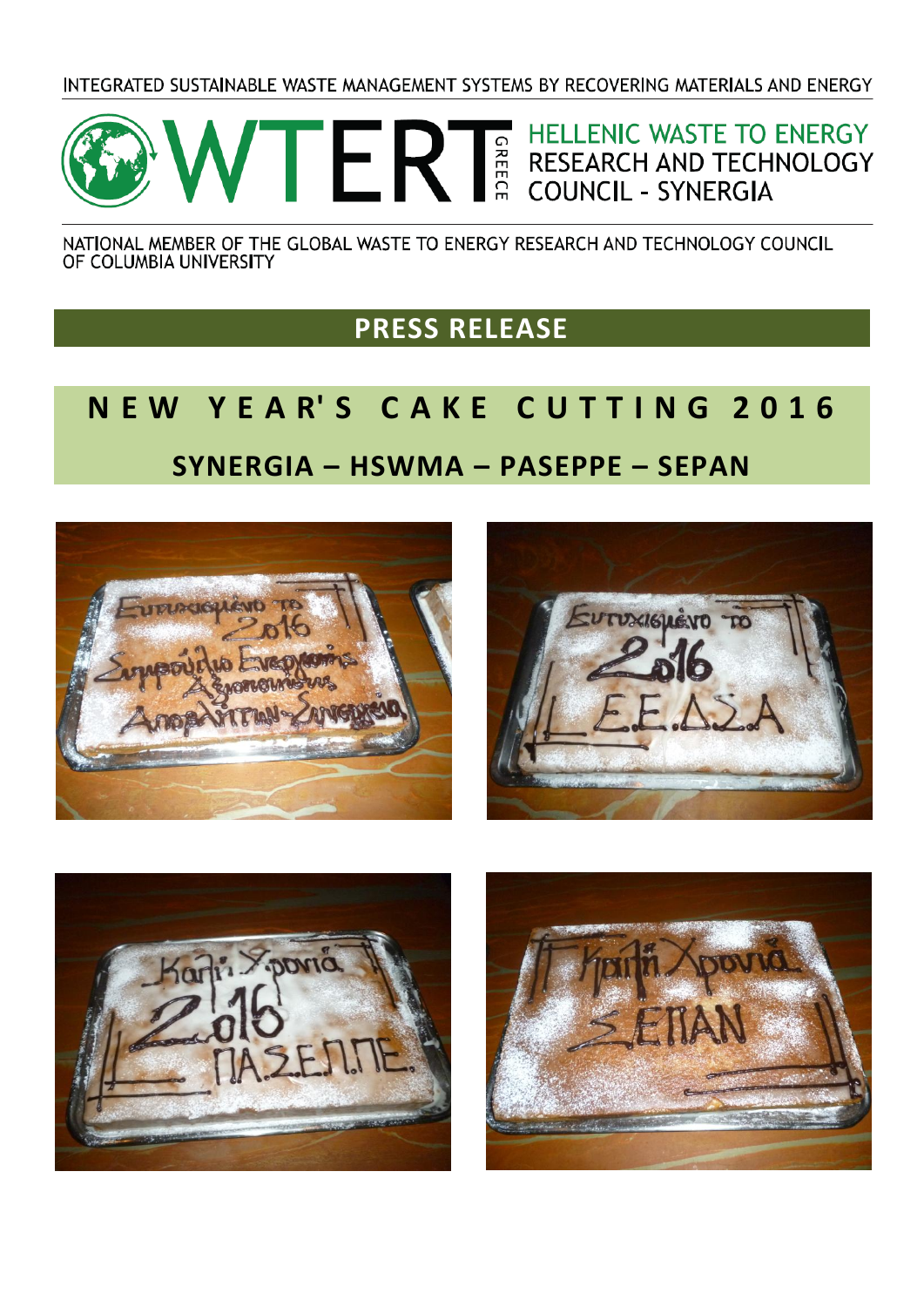INTEGRATED SUSTAINABLE WASTE MANAGEMENT SYSTEMS BY RECOVERING MATERIALS AND ENERGY

# WTERT GREECE

HELLENIC WASTE TO ENERGY RESEARCH AND TECHNOLOGY COUNCIL - SYNERGIA

NATIONAL MEMBER OF THE GLOBAL WASTE TO ENERGY RESEARCH AND TECHNOLOGY COUNCIL OF COLUMBIA UNIVERSITY

## PRESS RELEASE

# NEW YEAR'S CAKE CUTTING 2016

## SYNERGIA – HSWMA – PASEPPE – SEPAN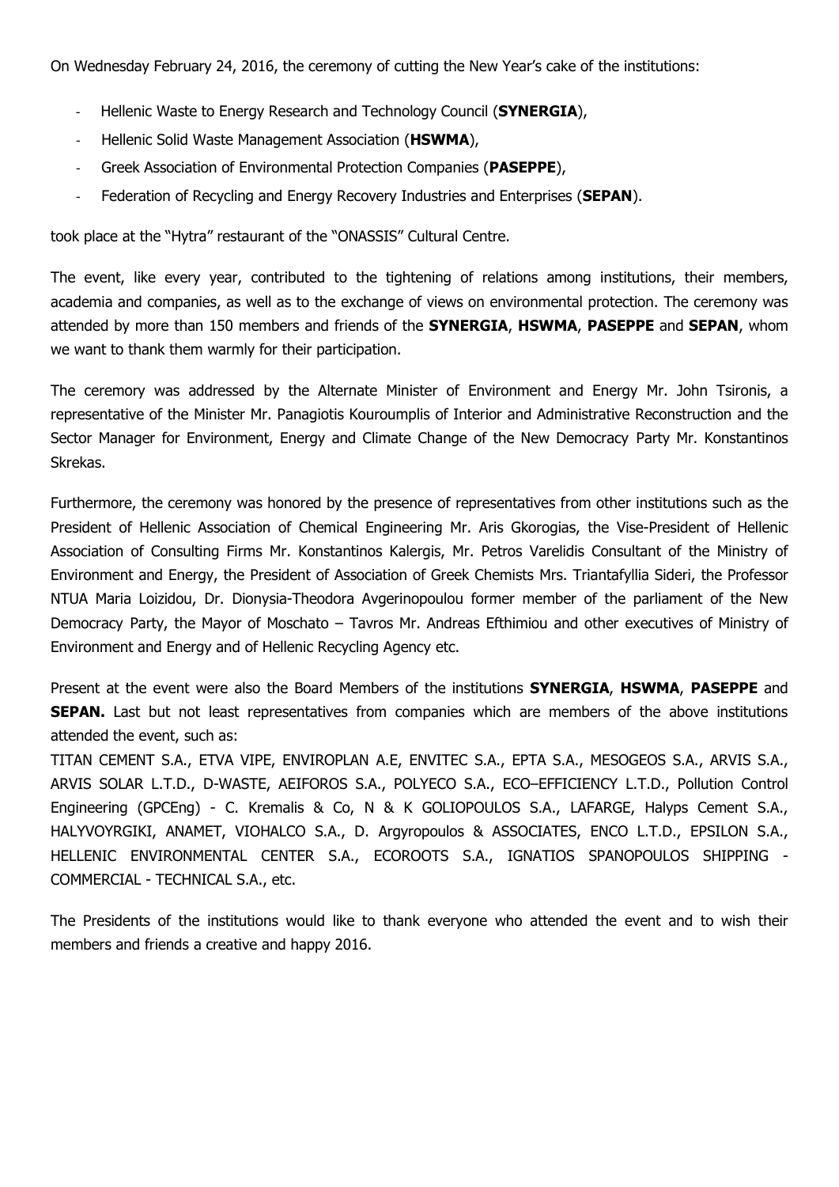On Wednesday February 24, 2016, the ceremony of cutting the New Year's cake of the institutions:

- Hellenic Waste to Energy Research and Technology Council (**SYNERGIA**),
- Hellenic Solid Waste Management Association (**HSWMA**),
- Greek Association of Environmental Protection Companies (**PASEPPE**),
- Federation of Recycling and Energy Recovery Industries and Enterprises (**SEPAN**).

took place at the "Hytra" restaurant of the "ONASSIS" Cultural Centre.

The event, like every year, contributed to the tightening of relations among institutions, their members, academia and companies, as well as to the exchange of views on environmental protection. The ceremony was attended by more than 150 members and friends of the **SYNERGIA**, **HSWMA**, **PASEPPE** and **SEPAN**, whom we want to thank them warmly for their participation.

The ceremony was addressed by the Alternate Minister of Environment and Energy Mr. John Tsironis, a representative of the Minister Mr. Panagiotis Kouroumplis of Interior and Administrative Reconstruction and the Sector Manager for Environment, Energy and Climate Change of the New Democracy Party Mr. Konstantinos Skrekas.

Furthermore, the ceremony was honored by the presence of representatives from other institutions such as the President of Hellenic Association of Chemical Engineering Mr. Aris Gkorogias, the Vise-President of Hellenic Association of Consulting Firms Mr. Konstantinos Kalergis, Mr. Petros Varelidis Consultant of the Ministry of Environment and Energy, the President of Association of Greek Chemists Mrs. Triantafyllia Sideri, the Professor NTUA Maria Loizidou, Dr. Dionysia-Theodora Avgerinopoulou former member of the parliament of the New Democracy Party, the Mayor of Moschato – Tavros Mr. Andreas Efthimiou and other executives of Ministry of Environment and Energy and of Hellenic Recycling Agency etc.

Present at the event were also the Board Members of the institutions **SYNERGIA**, **HSWMA**, **PASEPPE** and **SEPAN.** Last but not least representatives from companies which are members of the above institutions attended the event, such as:
TITAN CEMENT S.A., ETVA VIPE, ENVIROPLAN A.E, ENVITEC S.A., EPTA S.A., MESOGEOS S.A., ARVIS S.A., ARVIS SOLAR L.T.D., D-WASTE, AEIFOROS S.A., POLYECO S.A., ECO–EFFICIENCY L.T.D., Pollution Control Engineering (GPCEng) - C. Kremalis & Co, N & K GOLIOPOULOS S.A., LAFARGE, Halyps Cement S.A., HALYVOYRGIKI, ANAMET, VIOHALCO S.A., D. Argyropoulos & ASSOCIATES, ENCO L.T.D., EPSILON S.A., HELLENIC ENVIRONMENTAL CENTER S.A., ECOROOTS S.A., IGNATIOS SPANOPOULOS SHIPPING - COMMERCIAL - TECHNICAL S.A., etc.

The Presidents of the institutions would like to thank everyone who attended the event and to wish their members and friends a creative and happy 2016.